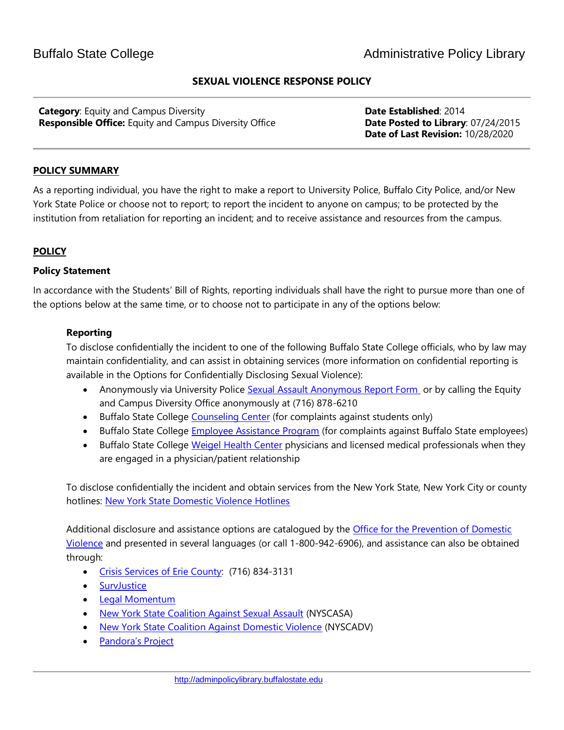Buffalo State College Administrative Policy Library

# SEXUAL VIOLENCE RESPONSE POLICY

**Category**: Equity and Campus Diversity
**Responsible Office:** Equity and Campus Diversity Office

**Date Established**: 2014
**Date Posted to Library**: 07/24/2015
**Date of Last Revision:** 10/28/2020

## POLICY SUMMARY

As a reporting individual, you have the right to make a report to University Police, Buffalo City Police, and/or New York State Police or choose not to report; to report the incident to anyone on campus; to be protected by the institution from retaliation for reporting an incident; and to receive assistance and resources from the campus.

## POLICY

### Policy Statement

In accordance with the Students' Bill of Rights, reporting individuals shall have the right to pursue more than one of the options below at the same time, or to choose not to participate in any of the options below:

#### Reporting

To disclose confidentially the incident to one of the following Buffalo State College officials, who by law may maintain confidentiality, and can assist in obtaining services (more information on confidential reporting is available in the Options for Confidentially Disclosing Sexual Violence):

- Anonymously via University Police Sexual Assault Anonymous Report Form or by calling the Equity and Campus Diversity Office anonymously at (716) 878-6210
- Buffalo State College Counseling Center (for complaints against students only)
- Buffalo State College Employee Assistance Program (for complaints against Buffalo State employees)
- Buffalo State College Weigel Health Center physicians and licensed medical professionals when they are engaged in a physician/patient relationship

To disclose confidentially the incident and obtain services from the New York State, New York City or county hotlines: New York State Domestic Violence Hotlines

Additional disclosure and assistance options are catalogued by the Office for the Prevention of Domestic Violence and presented in several languages (or call 1-800-942-6906), and assistance can also be obtained through:

- Crisis Services of Erie County: (716) 834-3131
- SurvJustice
- Legal Momentum
- New York State Coalition Against Sexual Assault (NYSCASA)
- New York State Coalition Against Domestic Violence (NYSCADV)
- Pandora's Project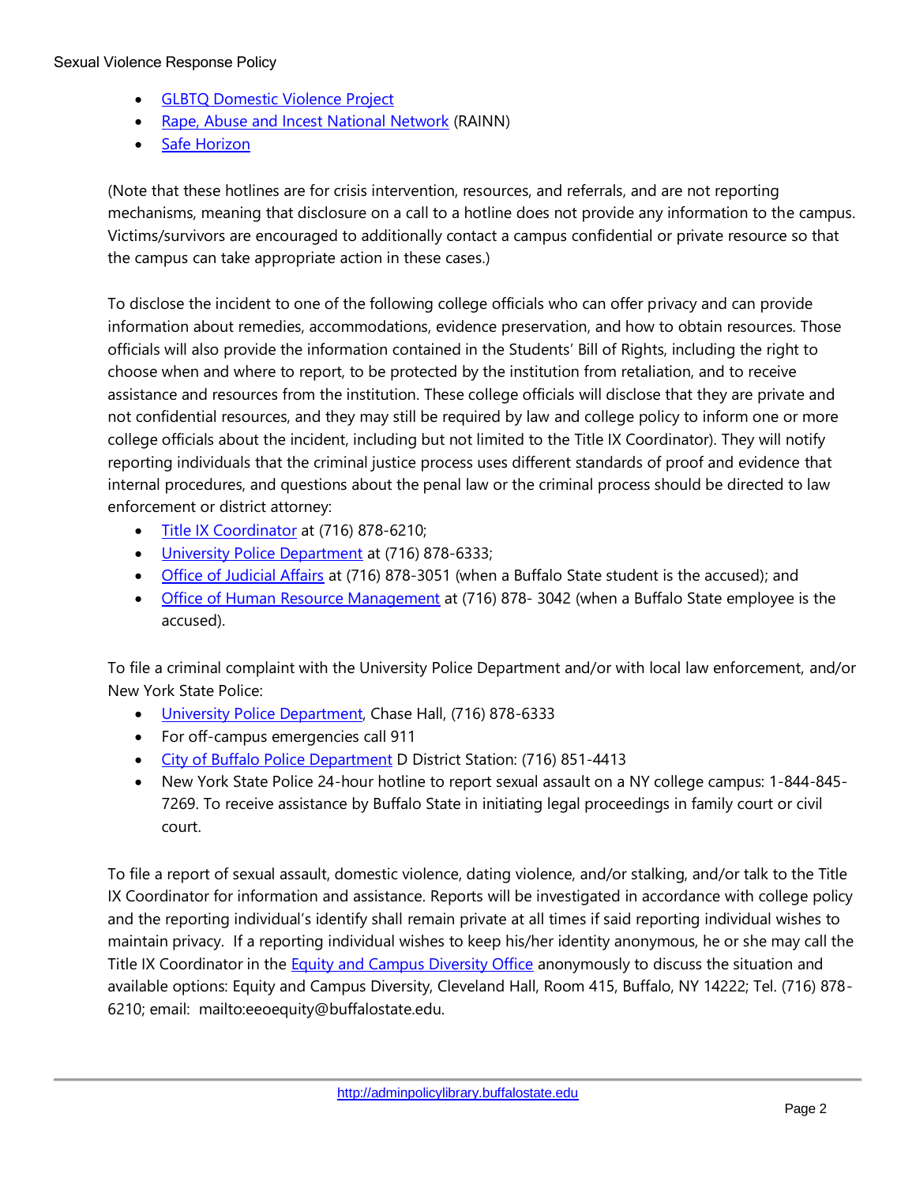- GLBTQ Domestic Violence Project
- Rape, Abuse and Incest National Network (RAINN)
- Safe Horizon

(Note that these hotlines are for crisis intervention, resources, and referrals, and are not reporting mechanisms, meaning that disclosure on a call to a hotline does not provide any information to the campus. Victims/survivors are encouraged to additionally contact a campus confidential or private resource so that the campus can take appropriate action in these cases.)

To disclose the incident to one of the following college officials who can offer privacy and can provide information about remedies, accommodations, evidence preservation, and how to obtain resources. Those officials will also provide the information contained in the Students' Bill of Rights, including the right to choose when and where to report, to be protected by the institution from retaliation, and to receive assistance and resources from the institution. These college officials will disclose that they are private and not confidential resources, and they may still be required by law and college policy to inform one or more college officials about the incident, including but not limited to the Title IX Coordinator). They will notify reporting individuals that the criminal justice process uses different standards of proof and evidence that internal procedures, and questions about the penal law or the criminal process should be directed to law enforcement or district attorney:

- Title IX Coordinator at (716) 878-6210;
- University Police Department at (716) 878-6333;
- Office of Judicial Affairs at (716) 878-3051 (when a Buffalo State student is the accused); and
- Office of Human Resource Management at (716) 878- 3042 (when a Buffalo State employee is the accused).

To file a criminal complaint with the University Police Department and/or with local law enforcement, and/or New York State Police:

- University Police Department, Chase Hall, (716) 878-6333
- For off-campus emergencies call 911
- City of Buffalo Police Department D District Station: (716) 851-4413
- New York State Police 24-hour hotline to report sexual assault on a NY college campus: 1-844-845-7269. To receive assistance by Buffalo State in initiating legal proceedings in family court or civil court.

To file a report of sexual assault, domestic violence, dating violence, and/or stalking, and/or talk to the Title IX Coordinator for information and assistance. Reports will be investigated in accordance with college policy and the reporting individual's identify shall remain private at all times if said reporting individual wishes to maintain privacy. If a reporting individual wishes to keep his/her identity anonymous, he or she may call the Title IX Coordinator in the Equity and Campus Diversity Office anonymously to discuss the situation and available options: Equity and Campus Diversity, Cleveland Hall, Room 415, Buffalo, NY 14222; Tel. (716) 878-6210; email: mailto:eeoequity@buffalostate.edu.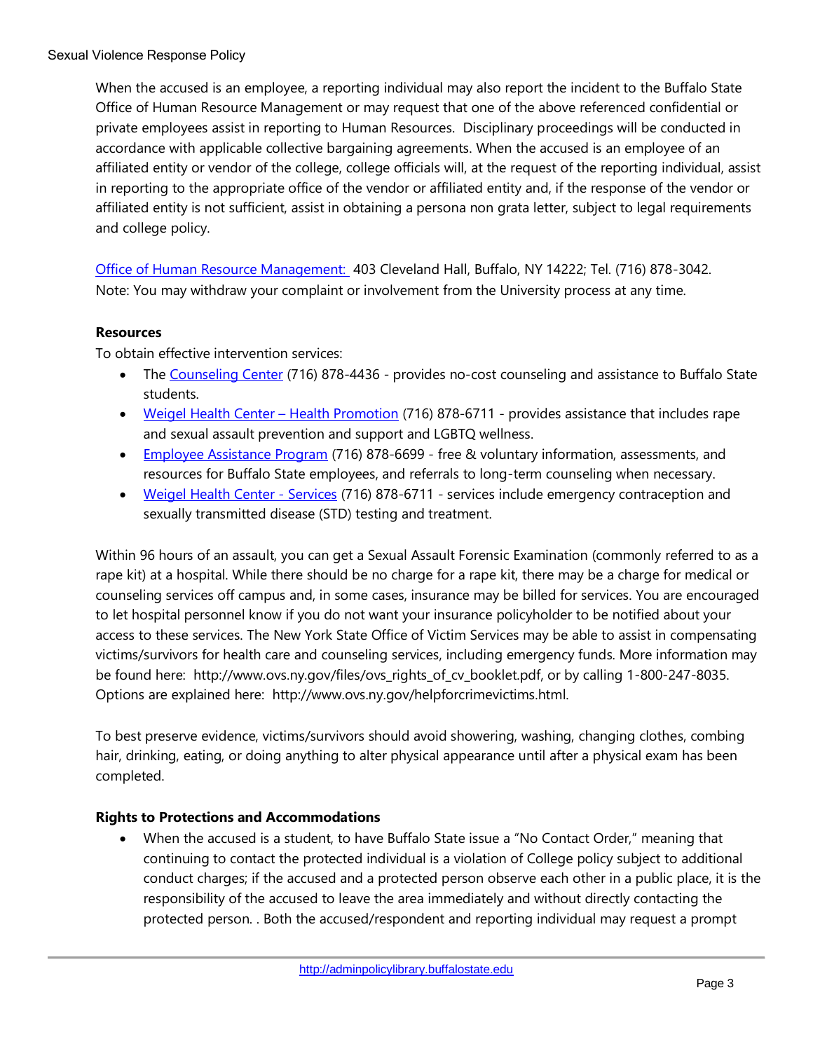When the accused is an employee, a reporting individual may also report the incident to the Buffalo State Office of Human Resource Management or may request that one of the above referenced confidential or private employees assist in reporting to Human Resources. Disciplinary proceedings will be conducted in accordance with applicable collective bargaining agreements. When the accused is an employee of an affiliated entity or vendor of the college, college officials will, at the request of the reporting individual, assist in reporting to the appropriate office of the vendor or affiliated entity and, if the response of the vendor or affiliated entity is not sufficient, assist in obtaining a persona non grata letter, subject to legal requirements and college policy.

Office of Human Resource Management: 403 Cleveland Hall, Buffalo, NY 14222; Tel. (716) 878-3042.
Note: You may withdraw your complaint or involvement from the University process at any time.

**Resources**

To obtain effective intervention services:

- The Counseling Center (716) 878-4436 - provides no-cost counseling and assistance to Buffalo State students.
- Weigel Health Center – Health Promotion (716) 878-6711 - provides assistance that includes rape and sexual assault prevention and support and LGBTQ wellness.
- Employee Assistance Program (716) 878-6699 - free & voluntary information, assessments, and resources for Buffalo State employees, and referrals to long-term counseling when necessary.
- Weigel Health Center - Services (716) 878-6711 - services include emergency contraception and sexually transmitted disease (STD) testing and treatment.

Within 96 hours of an assault, you can get a Sexual Assault Forensic Examination (commonly referred to as a rape kit) at a hospital. While there should be no charge for a rape kit, there may be a charge for medical or counseling services off campus and, in some cases, insurance may be billed for services. You are encouraged to let hospital personnel know if you do not want your insurance policyholder to be notified about your access to these services. The New York State Office of Victim Services may be able to assist in compensating victims/survivors for health care and counseling services, including emergency funds. More information may be found here: http://www.ovs.ny.gov/files/ovs_rights_of_cv_booklet.pdf, or by calling 1-800-247-8035. Options are explained here: http://www.ovs.ny.gov/helpforcrimevictims.html.

To best preserve evidence, victims/survivors should avoid showering, washing, changing clothes, combing hair, drinking, eating, or doing anything to alter physical appearance until after a physical exam has been completed.

**Rights to Protections and Accommodations**

- When the accused is a student, to have Buffalo State issue a "No Contact Order," meaning that continuing to contact the protected individual is a violation of College policy subject to additional conduct charges; if the accused and a protected person observe each other in a public place, it is the responsibility of the accused to leave the area immediately and without directly contacting the protected person. . Both the accused/respondent and reporting individual may request a prompt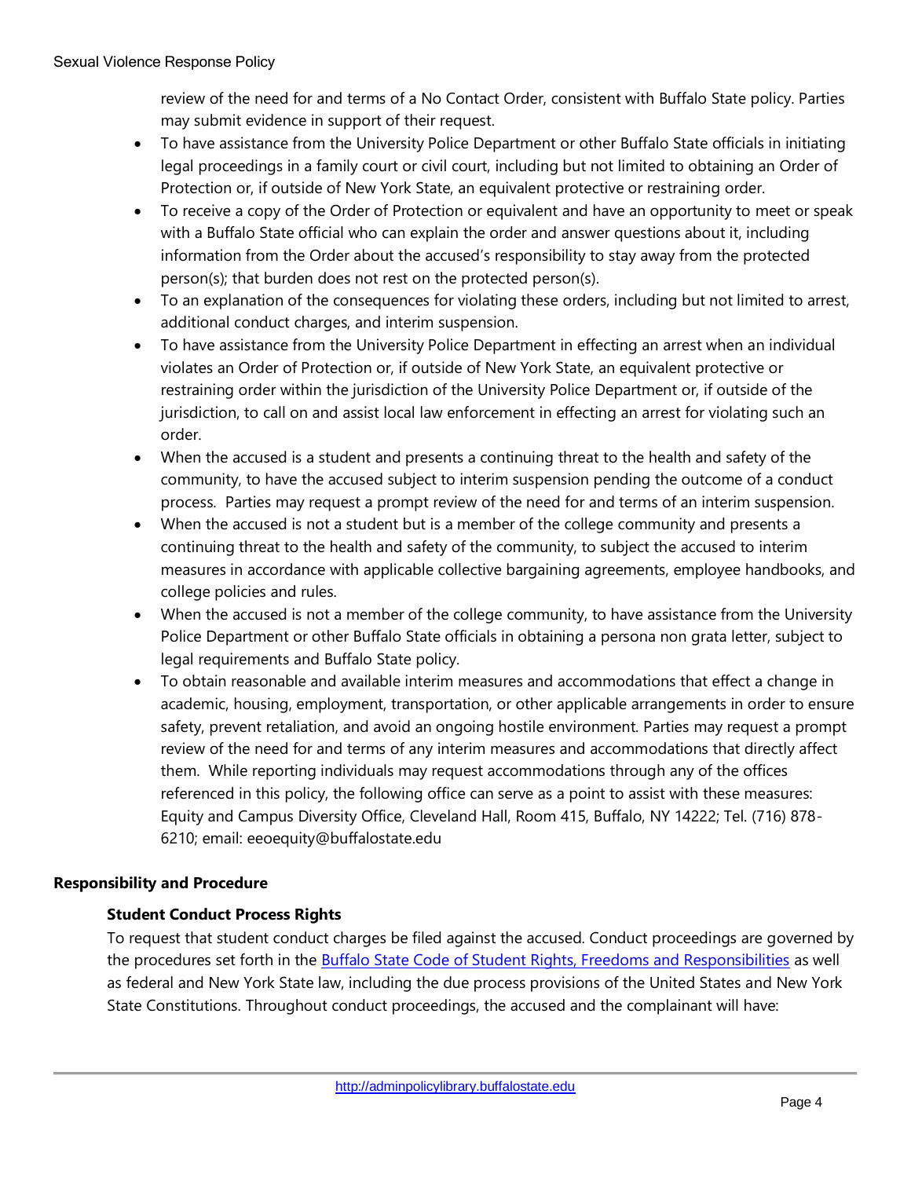review of the need for and terms of a No Contact Order, consistent with Buffalo State policy. Parties may submit evidence in support of their request.

- To have assistance from the University Police Department or other Buffalo State officials in initiating legal proceedings in a family court or civil court, including but not limited to obtaining an Order of Protection or, if outside of New York State, an equivalent protective or restraining order.
- To receive a copy of the Order of Protection or equivalent and have an opportunity to meet or speak with a Buffalo State official who can explain the order and answer questions about it, including information from the Order about the accused's responsibility to stay away from the protected person(s); that burden does not rest on the protected person(s).
- To an explanation of the consequences for violating these orders, including but not limited to arrest, additional conduct charges, and interim suspension.
- To have assistance from the University Police Department in effecting an arrest when an individual violates an Order of Protection or, if outside of New York State, an equivalent protective or restraining order within the jurisdiction of the University Police Department or, if outside of the jurisdiction, to call on and assist local law enforcement in effecting an arrest for violating such an order.
- When the accused is a student and presents a continuing threat to the health and safety of the community, to have the accused subject to interim suspension pending the outcome of a conduct process. Parties may request a prompt review of the need for and terms of an interim suspension.
- When the accused is not a student but is a member of the college community and presents a continuing threat to the health and safety of the community, to subject the accused to interim measures in accordance with applicable collective bargaining agreements, employee handbooks, and college policies and rules.
- When the accused is not a member of the college community, to have assistance from the University Police Department or other Buffalo State officials in obtaining a persona non grata letter, subject to legal requirements and Buffalo State policy.
- To obtain reasonable and available interim measures and accommodations that effect a change in academic, housing, employment, transportation, or other applicable arrangements in order to ensure safety, prevent retaliation, and avoid an ongoing hostile environment. Parties may request a prompt review of the need for and terms of any interim measures and accommodations that directly affect them. While reporting individuals may request accommodations through any of the offices referenced in this policy, the following office can serve as a point to assist with these measures: Equity and Campus Diversity Office, Cleveland Hall, Room 415, Buffalo, NY 14222; Tel. (716) 878-6210; email: eeoequity@buffalostate.edu

## Responsibility and Procedure

### Student Conduct Process Rights

To request that student conduct charges be filed against the accused. Conduct proceedings are governed by the procedures set forth in the Buffalo State Code of Student Rights, Freedoms and Responsibilities as well as federal and New York State law, including the due process provisions of the United States and New York State Constitutions. Throughout conduct proceedings, the accused and the complainant will have: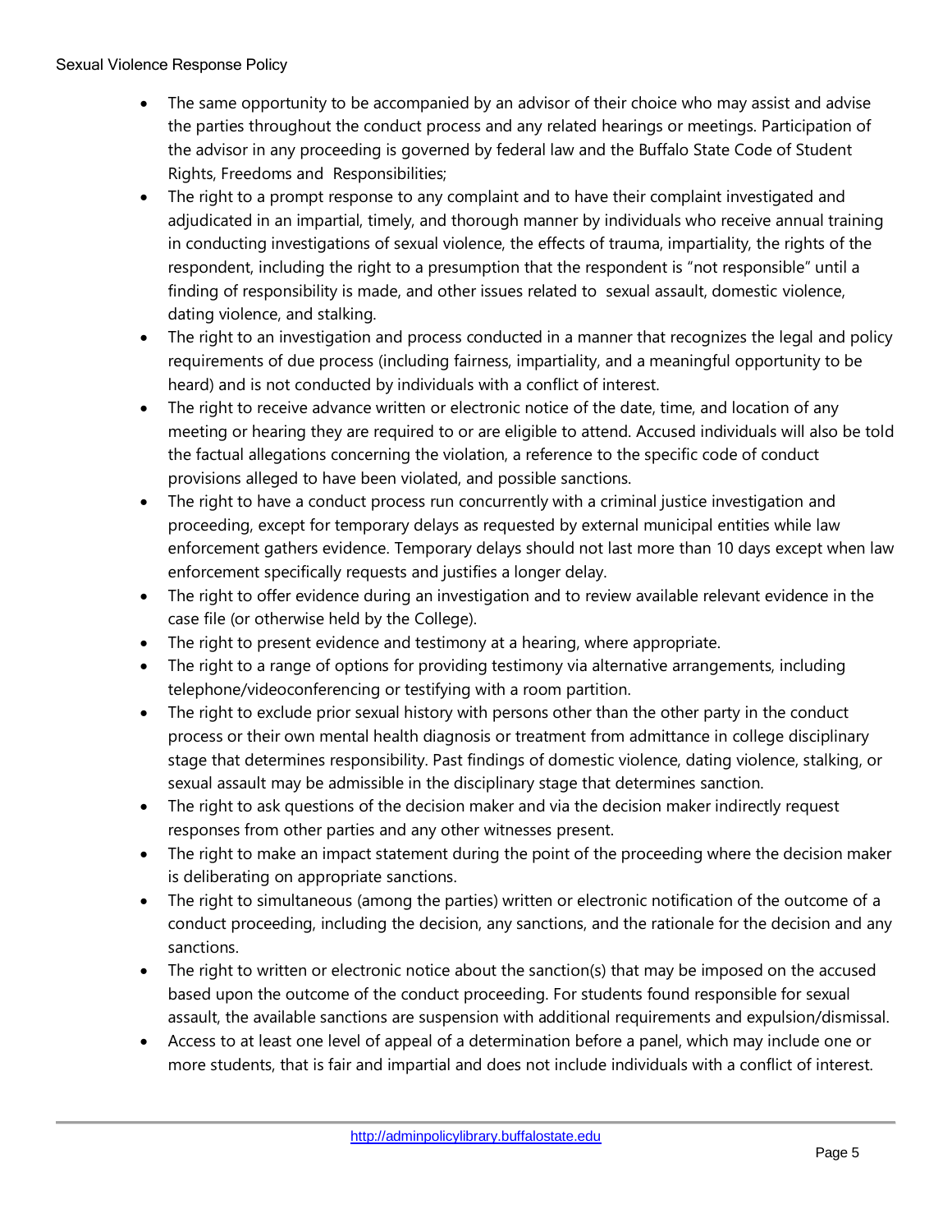- The same opportunity to be accompanied by an advisor of their choice who may assist and advise the parties throughout the conduct process and any related hearings or meetings. Participation of the advisor in any proceeding is governed by federal law and the Buffalo State Code of Student Rights, Freedoms and Responsibilities;
- The right to a prompt response to any complaint and to have their complaint investigated and adjudicated in an impartial, timely, and thorough manner by individuals who receive annual training in conducting investigations of sexual violence, the effects of trauma, impartiality, the rights of the respondent, including the right to a presumption that the respondent is "not responsible" until a finding of responsibility is made, and other issues related to sexual assault, domestic violence, dating violence, and stalking.
- The right to an investigation and process conducted in a manner that recognizes the legal and policy requirements of due process (including fairness, impartiality, and a meaningful opportunity to be heard) and is not conducted by individuals with a conflict of interest.
- The right to receive advance written or electronic notice of the date, time, and location of any meeting or hearing they are required to or are eligible to attend. Accused individuals will also be told the factual allegations concerning the violation, a reference to the specific code of conduct provisions alleged to have been violated, and possible sanctions.
- The right to have a conduct process run concurrently with a criminal justice investigation and proceeding, except for temporary delays as requested by external municipal entities while law enforcement gathers evidence. Temporary delays should not last more than 10 days except when law enforcement specifically requests and justifies a longer delay.
- The right to offer evidence during an investigation and to review available relevant evidence in the case file (or otherwise held by the College).
- The right to present evidence and testimony at a hearing, where appropriate.
- The right to a range of options for providing testimony via alternative arrangements, including telephone/videoconferencing or testifying with a room partition.
- The right to exclude prior sexual history with persons other than the other party in the conduct process or their own mental health diagnosis or treatment from admittance in college disciplinary stage that determines responsibility. Past findings of domestic violence, dating violence, stalking, or sexual assault may be admissible in the disciplinary stage that determines sanction.
- The right to ask questions of the decision maker and via the decision maker indirectly request responses from other parties and any other witnesses present.
- The right to make an impact statement during the point of the proceeding where the decision maker is deliberating on appropriate sanctions.
- The right to simultaneous (among the parties) written or electronic notification of the outcome of a conduct proceeding, including the decision, any sanctions, and the rationale for the decision and any sanctions.
- The right to written or electronic notice about the sanction(s) that may be imposed on the accused based upon the outcome of the conduct proceeding. For students found responsible for sexual assault, the available sanctions are suspension with additional requirements and expulsion/dismissal.
- Access to at least one level of appeal of a determination before a panel, which may include one or more students, that is fair and impartial and does not include individuals with a conflict of interest.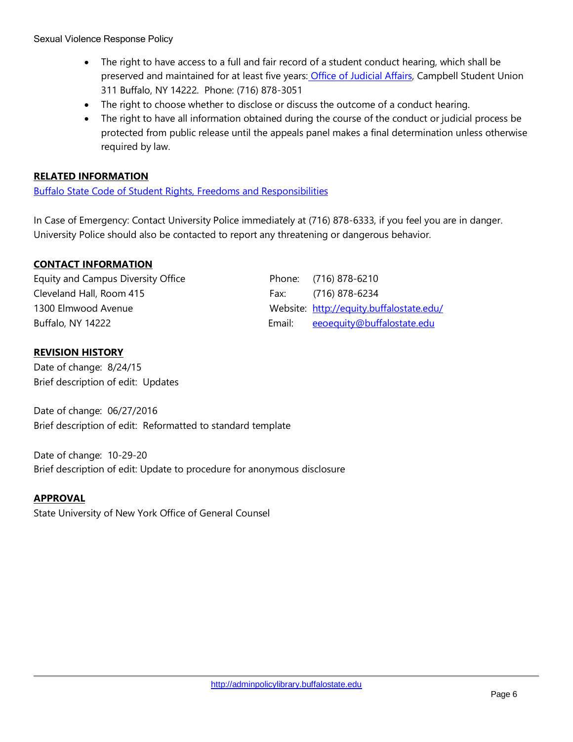- The right to have access to a full and fair record of a student conduct hearing, which shall be preserved and maintained for at least five years: [Office of Judicial Affairs](), Campbell Student Union 311 Buffalo, NY 14222. Phone: (716) 878-3051
- The right to choose whether to disclose or discuss the outcome of a conduct hearing.
- The right to have all information obtained during the course of the conduct or judicial process be protected from public release until the appeals panel makes a final determination unless otherwise required by law.

## RELATED INFORMATION

[Buffalo State Code of Student Rights, Freedoms and Responsibilities]()

In Case of Emergency: Contact University Police immediately at (716) 878-6333, if you feel you are in danger. University Police should also be contacted to report any threatening or dangerous behavior.

## CONTACT INFORMATION

| | | |
|---|---|---|
| Equity and Campus Diversity Office | Phone: | (716) 878-6210 |
| Cleveland Hall, Room 415 | Fax: | (716) 878-6234 |
| 1300 Elmwood Avenue | Website: | [http://equity.buffalostate.edu/](http://equity.buffalostate.edu/) |
| Buffalo, NY 14222 | Email: | [eeoequity@buffalostate.edu](mailto:eeoequity@buffalostate.edu) |

## REVISION HISTORY

Date of change: 8/24/15
Brief description of edit: Updates

Date of change: 06/27/2016
Brief description of edit: Reformatted to standard template

Date of change: 10-29-20
Brief description of edit: Update to procedure for anonymous disclosure

## APPROVAL

State University of New York Office of General Counsel